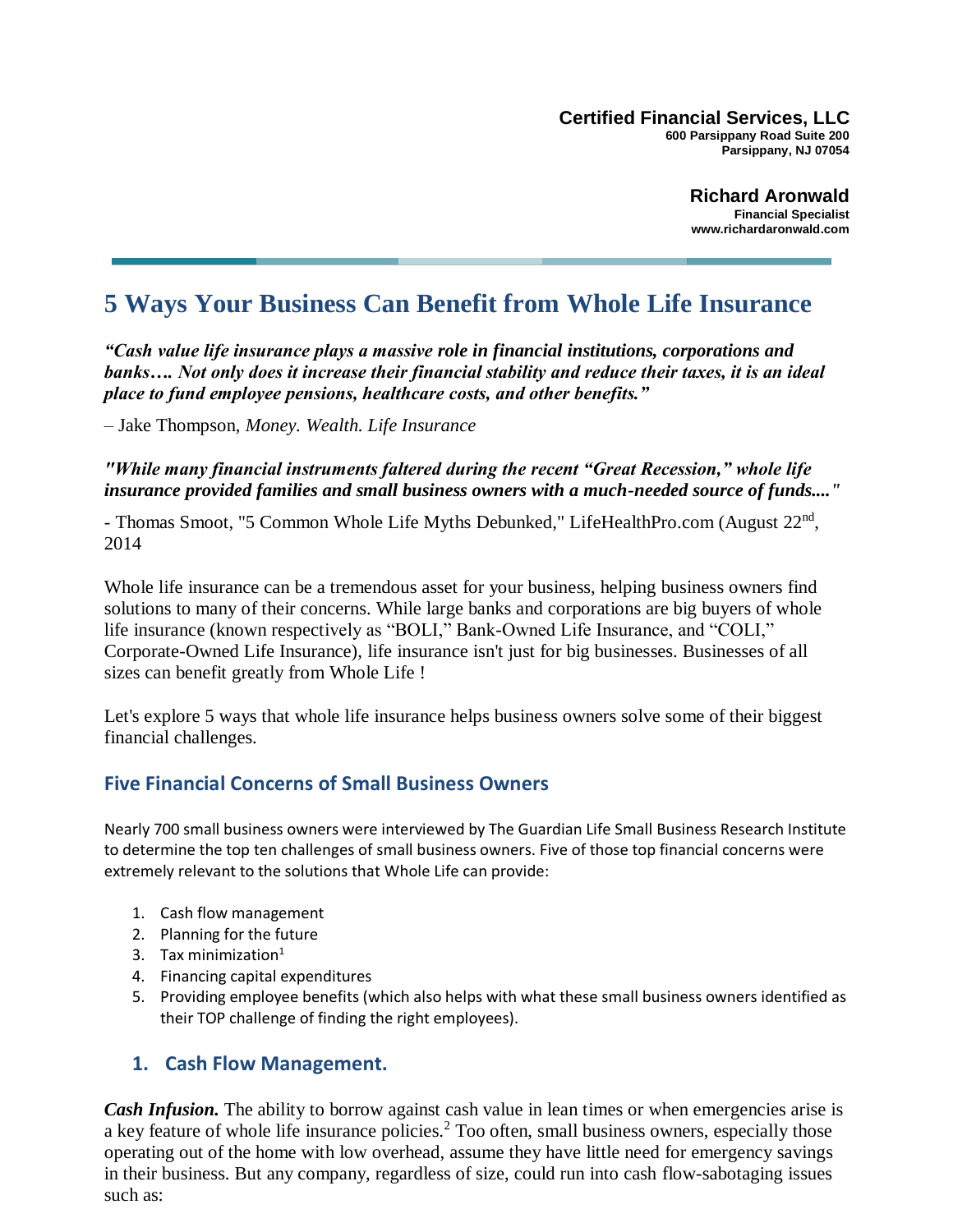**Certified Financial Services, LLC**
**600 Parsippany Road Suite 200**
**Parsippany, NJ 07054**

**Richard Aronwald**
**Financial Specialist**
**www.richardaronwald.com**

# 5 Ways Your Business Can Benefit from Whole Life Insurance

***"Cash value life insurance plays a massive role in financial institutions, corporations and banks…. Not only does it increase their financial stability and reduce their taxes, it is an ideal place to fund employee pensions, healthcare costs, and other benefits."***

– Jake Thompson, *Money. Wealth. Life Insurance*

***"While many financial instruments faltered during the recent "Great Recession," whole life insurance provided families and small business owners with a much-needed source of funds...."***

- Thomas Smoot, "5 Common Whole Life Myths Debunked," LifeHealthPro.com (August 22nd, 2014

Whole life insurance can be a tremendous asset for your business, helping business owners find solutions to many of their concerns. While large banks and corporations are big buyers of whole life insurance (known respectively as "BOLI," Bank-Owned Life Insurance, and "COLI," Corporate-Owned Life Insurance), life insurance isn't just for big businesses. Businesses of all sizes can benefit greatly from Whole Life !

Let's explore 5 ways that whole life insurance helps business owners solve some of their biggest financial challenges.

## Five Financial Concerns of Small Business Owners

Nearly 700 small business owners were interviewed by The Guardian Life Small Business Research Institute to determine the top ten challenges of small business owners. Five of those top financial concerns were extremely relevant to the solutions that Whole Life can provide:

1. Cash flow management
2. Planning for the future
3. Tax minimization[1]
4. Financing capital expenditures
5. Providing employee benefits (which also helps with what these small business owners identified as their TOP challenge of finding the right employees).

## 1. Cash Flow Management.

***Cash Infusion.*** The ability to borrow against cash value in lean times or when emergencies arise is a key feature of whole life insurance policies.[2] Too often, small business owners, especially those operating out of the home with low overhead, assume they have little need for emergency savings in their business. But any company, regardless of size, could run into cash flow-sabotaging issues such as: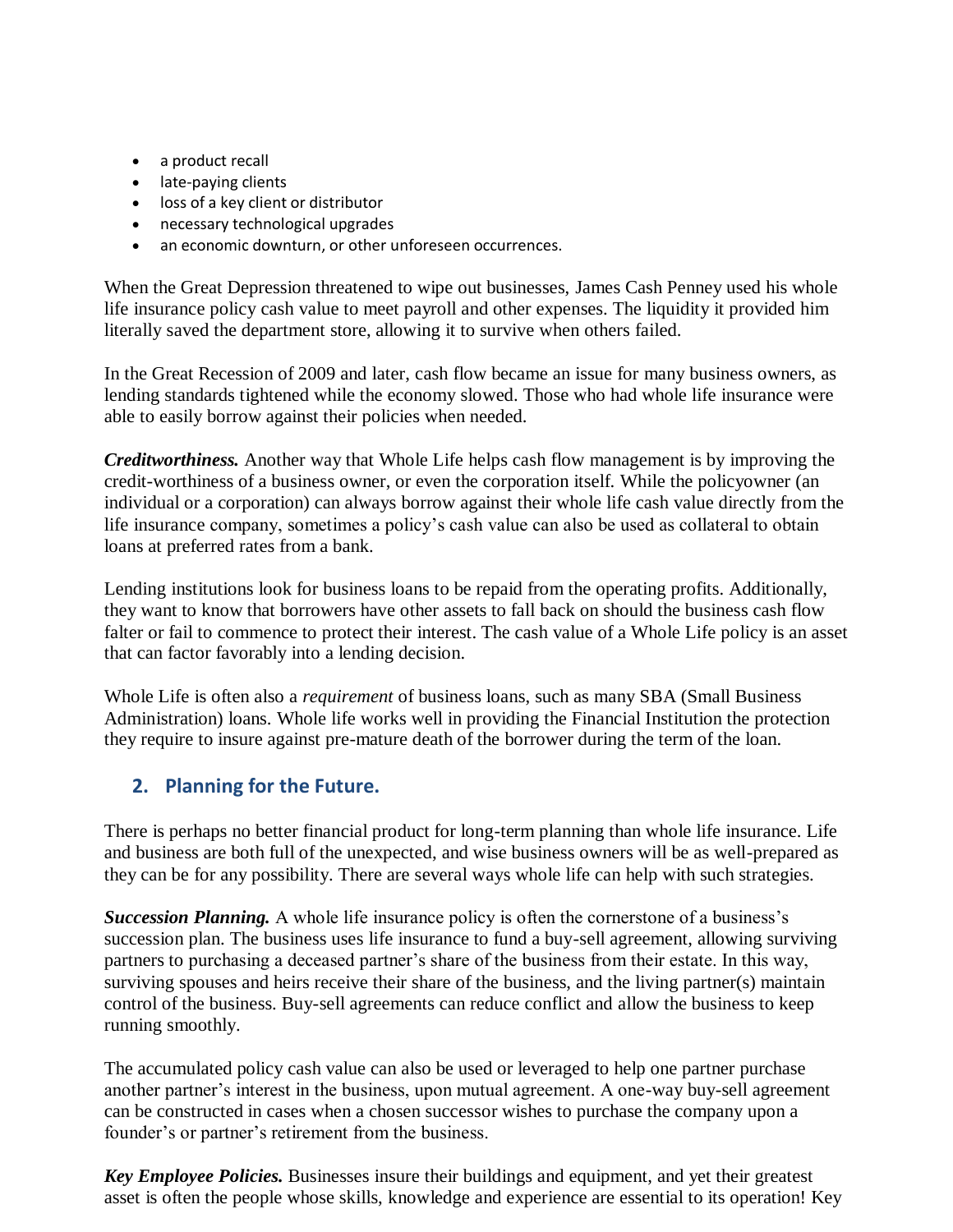- a product recall
- late-paying clients
- loss of a key client or distributor
- necessary technological upgrades
- an economic downturn, or other unforeseen occurrences.

When the Great Depression threatened to wipe out businesses, James Cash Penney used his whole life insurance policy cash value to meet payroll and other expenses. The liquidity it provided him literally saved the department store, allowing it to survive when others failed.

In the Great Recession of 2009 and later, cash flow became an issue for many business owners, as lending standards tightened while the economy slowed. Those who had whole life insurance were able to easily borrow against their policies when needed.

***Creditworthiness.*** Another way that Whole Life helps cash flow management is by improving the credit-worthiness of a business owner, or even the corporation itself. While the policyowner (an individual or a corporation) can always borrow against their whole life cash value directly from the life insurance company, sometimes a policy's cash value can also be used as collateral to obtain loans at preferred rates from a bank.

Lending institutions look for business loans to be repaid from the operating profits. Additionally, they want to know that borrowers have other assets to fall back on should the business cash flow falter or fail to commence to protect their interest. The cash value of a Whole Life policy is an asset that can factor favorably into a lending decision.

Whole Life is often also a *requirement* of business loans, such as many SBA (Small Business Administration) loans. Whole life works well in providing the Financial Institution the protection they require to insure against pre-mature death of the borrower during the term of the loan.

## 2. Planning for the Future.

There is perhaps no better financial product for long-term planning than whole life insurance. Life and business are both full of the unexpected, and wise business owners will be as well-prepared as they can be for any possibility. There are several ways whole life can help with such strategies.

***Succession Planning.*** A whole life insurance policy is often the cornerstone of a business's succession plan. The business uses life insurance to fund a buy-sell agreement, allowing surviving partners to purchasing a deceased partner's share of the business from their estate. In this way, surviving spouses and heirs receive their share of the business, and the living partner(s) maintain control of the business. Buy-sell agreements can reduce conflict and allow the business to keep running smoothly.

The accumulated policy cash value can also be used or leveraged to help one partner purchase another partner's interest in the business, upon mutual agreement. A one-way buy-sell agreement can be constructed in cases when a chosen successor wishes to purchase the company upon a founder's or partner's retirement from the business.

***Key Employee Policies.*** Businesses insure their buildings and equipment, and yet their greatest asset is often the people whose skills, knowledge and experience are essential to its operation! Key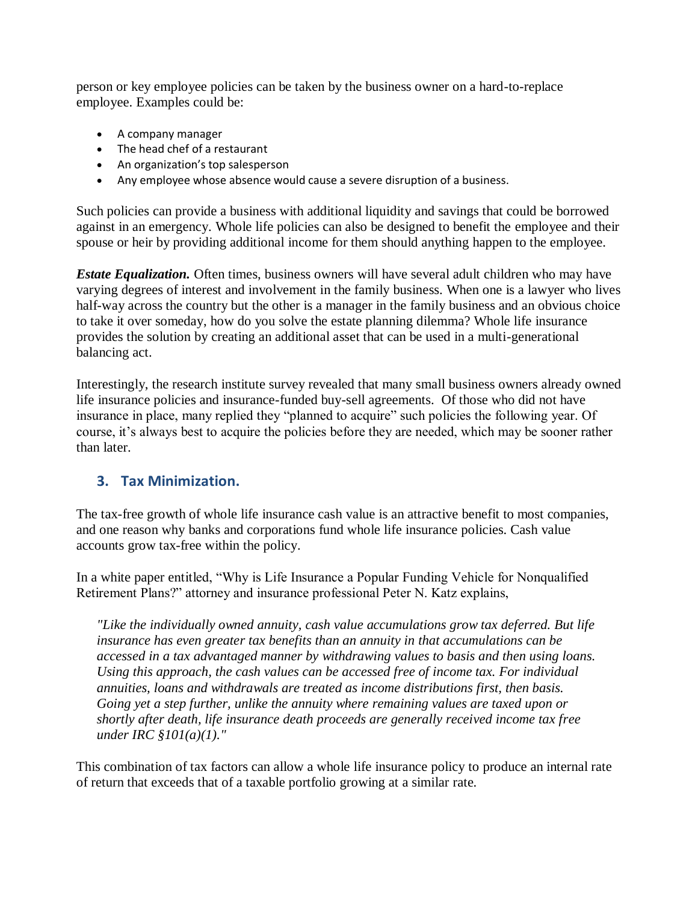person or key employee policies can be taken by the business owner on a hard-to-replace employee. Examples could be:

- A company manager
- The head chef of a restaurant
- An organization's top salesperson
- Any employee whose absence would cause a severe disruption of a business.

Such policies can provide a business with additional liquidity and savings that could be borrowed against in an emergency. Whole life policies can also be designed to benefit the employee and their spouse or heir by providing additional income for them should anything happen to the employee.

***Estate Equalization.*** Often times, business owners will have several adult children who may have varying degrees of interest and involvement in the family business. When one is a lawyer who lives half-way across the country but the other is a manager in the family business and an obvious choice to take it over someday, how do you solve the estate planning dilemma? Whole life insurance provides the solution by creating an additional asset that can be used in a multi-generational balancing act.

Interestingly, the research institute survey revealed that many small business owners already owned life insurance policies and insurance-funded buy-sell agreements. Of those who did not have insurance in place, many replied they "planned to acquire" such policies the following year. Of course, it's always best to acquire the policies before they are needed, which may be sooner rather than later.

## 3. Tax Minimization.

The tax-free growth of whole life insurance cash value is an attractive benefit to most companies, and one reason why banks and corporations fund whole life insurance policies. Cash value accounts grow tax-free within the policy.

In a white paper entitled, "Why is Life Insurance a Popular Funding Vehicle for Nonqualified Retirement Plans?" attorney and insurance professional Peter N. Katz explains,

> *"Like the individually owned annuity, cash value accumulations grow tax deferred. But life insurance has even greater tax benefits than an annuity in that accumulations can be accessed in a tax advantaged manner by withdrawing values to basis and then using loans. Using this approach, the cash values can be accessed free of income tax. For individual annuities, loans and withdrawals are treated as income distributions first, then basis. Going yet a step further, unlike the annuity where remaining values are taxed upon or shortly after death, life insurance death proceeds are generally received income tax free under IRC §101(a)(1)."*

This combination of tax factors can allow a whole life insurance policy to produce an internal rate of return that exceeds that of a taxable portfolio growing at a similar rate.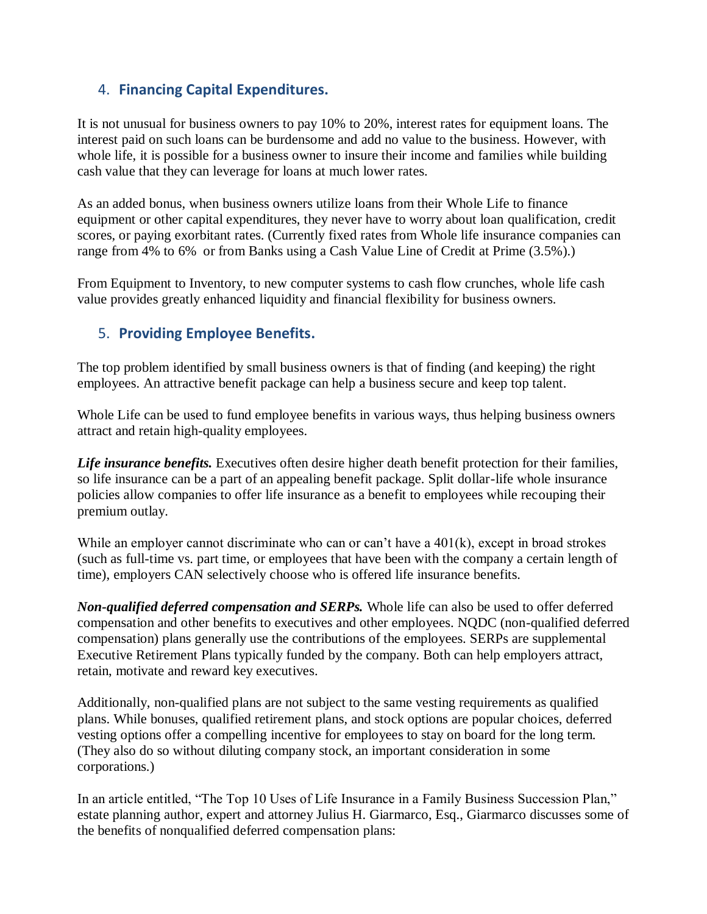## 4. **Financing Capital Expenditures.**

It is not unusual for business owners to pay 10% to 20%, interest rates for equipment loans. The interest paid on such loans can be burdensome and add no value to the business. However, with whole life, it is possible for a business owner to insure their income and families while building cash value that they can leverage for loans at much lower rates.

As an added bonus, when business owners utilize loans from their Whole Life to finance equipment or other capital expenditures, they never have to worry about loan qualification, credit scores, or paying exorbitant rates. (Currently fixed rates from Whole life insurance companies can range from 4% to 6% or from Banks using a Cash Value Line of Credit at Prime (3.5%).)

From Equipment to Inventory, to new computer systems to cash flow crunches, whole life cash value provides greatly enhanced liquidity and financial flexibility for business owners.

## 5. **Providing Employee Benefits.**

The top problem identified by small business owners is that of finding (and keeping) the right employees. An attractive benefit package can help a business secure and keep top talent.

Whole Life can be used to fund employee benefits in various ways, thus helping business owners attract and retain high-quality employees.

***Life insurance benefits.*** Executives often desire higher death benefit protection for their families, so life insurance can be a part of an appealing benefit package. Split dollar-life whole insurance policies allow companies to offer life insurance as a benefit to employees while recouping their premium outlay.

While an employer cannot discriminate who can or can't have a 401(k), except in broad strokes (such as full-time vs. part time, or employees that have been with the company a certain length of time), employers CAN selectively choose who is offered life insurance benefits.

***Non-qualified deferred compensation and SERPs.*** Whole life can also be used to offer deferred compensation and other benefits to executives and other employees. NQDC (non-qualified deferred compensation) plans generally use the contributions of the employees. SERPs are supplemental Executive Retirement Plans typically funded by the company. Both can help employers attract, retain, motivate and reward key executives.

Additionally, non-qualified plans are not subject to the same vesting requirements as qualified plans. While bonuses, qualified retirement plans, and stock options are popular choices, deferred vesting options offer a compelling incentive for employees to stay on board for the long term. (They also do so without diluting company stock, an important consideration in some corporations.)

In an article entitled, "The Top 10 Uses of Life Insurance in a Family Business Succession Plan," estate planning author, expert and attorney Julius H. Giarmarco, Esq., Giarmarco discusses some of the benefits of nonqualified deferred compensation plans: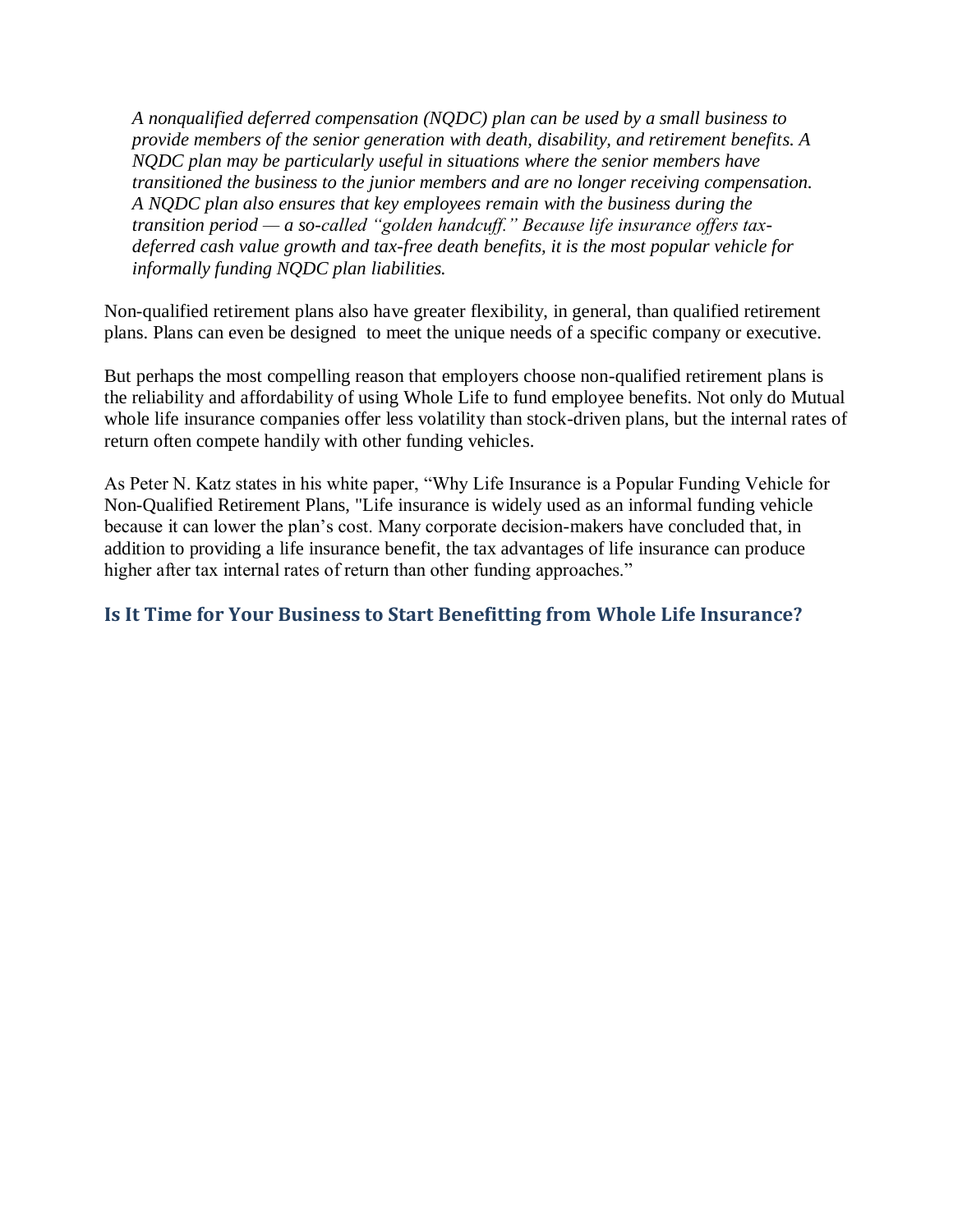> *A nonqualified deferred compensation (NQDC) plan can be used by a small business to provide members of the senior generation with death, disability, and retirement benefits. A NQDC plan may be particularly useful in situations where the senior members have transitioned the business to the junior members and are no longer receiving compensation. A NQDC plan also ensures that key employees remain with the business during the transition period — a so-called "golden handcuff." Because life insurance offers tax-deferred cash value growth and tax-free death benefits, it is the most popular vehicle for informally funding NQDC plan liabilities.*

Non-qualified retirement plans also have greater flexibility, in general, than qualified retirement plans. Plans can even be designed to meet the unique needs of a specific company or executive.

But perhaps the most compelling reason that employers choose non-qualified retirement plans is the reliability and affordability of using Whole Life to fund employee benefits. Not only do Mutual whole life insurance companies offer less volatility than stock-driven plans, but the internal rates of return often compete handily with other funding vehicles.

As Peter N. Katz states in his white paper, "Why Life Insurance is a Popular Funding Vehicle for Non-Qualified Retirement Plans, "Life insurance is widely used as an informal funding vehicle because it can lower the plan's cost. Many corporate decision-makers have concluded that, in addition to providing a life insurance benefit, the tax advantages of life insurance can produce higher after tax internal rates of return than other funding approaches."

## Is It Time for Your Business to Start Benefitting from Whole Life Insurance?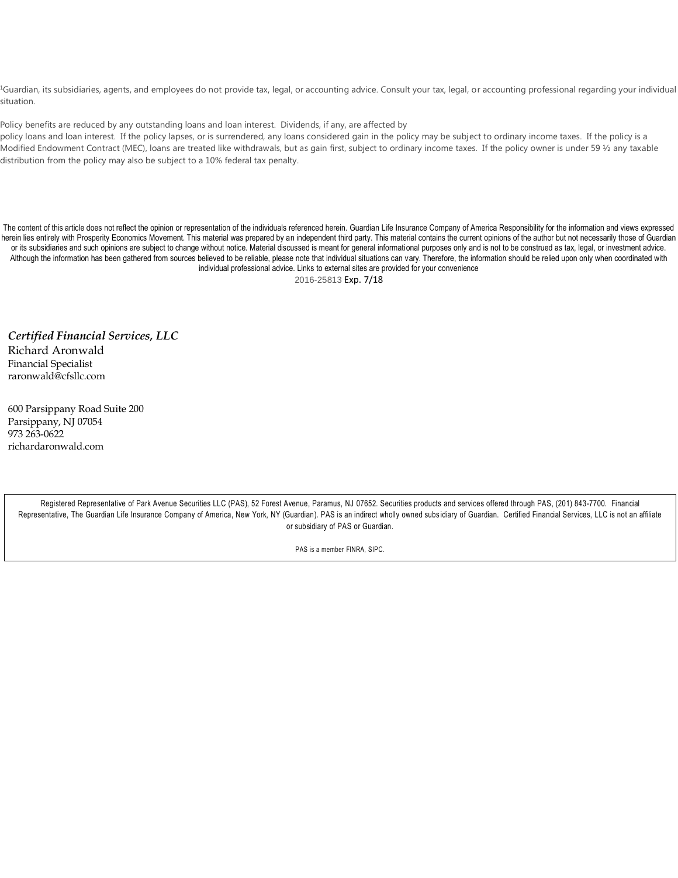[1]Guardian, its subsidiaries, agents, and employees do not provide tax, legal, or accounting advice. Consult your tax, legal, or accounting professional regarding your individual situation.

Policy benefits are reduced by any outstanding loans and loan interest. Dividends, if any, are affected by
policy loans and loan interest. If the policy lapses, or is surrendered, any loans considered gain in the policy may be subject to ordinary income taxes. If the policy is a Modified Endowment Contract (MEC), loans are treated like withdrawals, but as gain first, subject to ordinary income taxes. If the policy owner is under 59 ½ any taxable distribution from the policy may also be subject to a 10% federal tax penalty.

The content of this article does not reflect the opinion or representation of the individuals referenced herein. Guardian Life Insurance Company of America Responsibility for the information and views expressed herein lies entirely with Prosperity Economics Movement. This material was prepared by an independent third party. This material contains the current opinions of the author but not necessarily those of Guardian or its subsidiaries and such opinions are subject to change without notice. Material discussed is meant for general informational purposes only and is not to be construed as tax, legal, or investment advice. Although the information has been gathered from sources believed to be reliable, please note that individual situations can vary. Therefore, the information should be relied upon only when coordinated with individual professional advice. Links to external sites are provided for your convenience

2016-25813 Exp. 7/18

***Certified Financial Services, LLC***
Richard Aronwald
Financial Specialist
raronwald@cfsllc.com

600 Parsippany Road Suite 200
Parsippany, NJ 07054
973 263-0622
richardaronwald.com

Registered Representative of Park Avenue Securities LLC (PAS), 52 Forest Avenue, Paramus, NJ 07652. Securities products and services offered through PAS, (201) 843-7700. Financial Representative, The Guardian Life Insurance Company of America, New York, NY (Guardian). PAS is an indirect wholly owned subsidiary of Guardian. Certified Financial Services, LLC is not an affiliate or subsidiary of PAS or Guardian.

PAS is a member FINRA, SIPC.